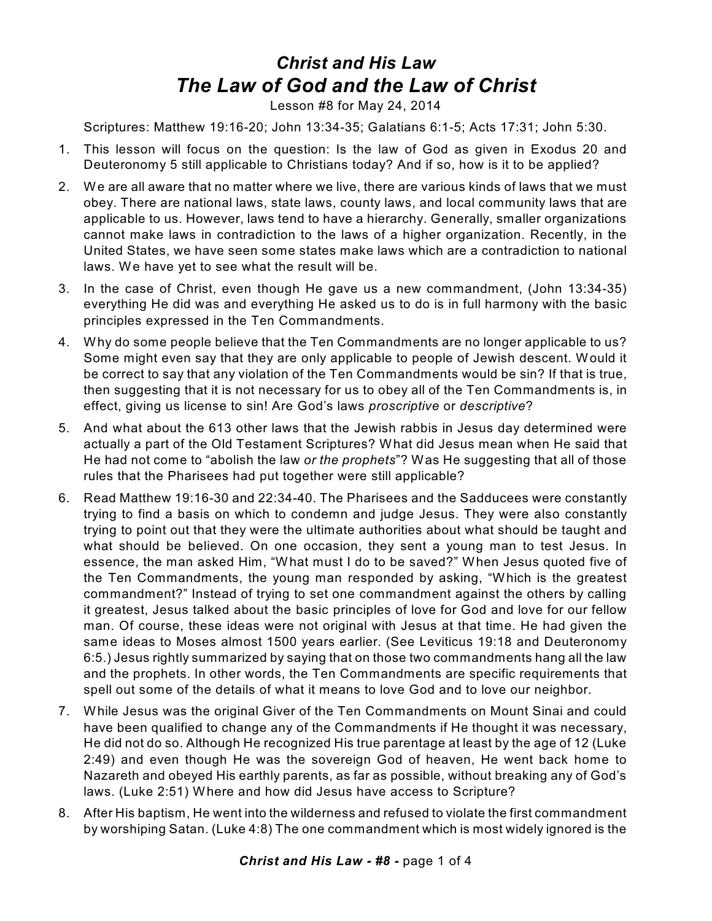# *Christ and His Law*

## *The Law of God and the Law of Christ*

Lesson #8 for May 24, 2014

Scriptures: Matthew 19:16-20; John 13:34-35; Galatians 6:1-5; Acts 17:31; John 5:30.

1. This lesson will focus on the question: Is the law of God as given in Exodus 20 and Deuteronomy 5 still applicable to Christians today? And if so, how is it to be applied?
2. We are all aware that no matter where we live, there are various kinds of laws that we must obey. There are national laws, state laws, county laws, and local community laws that are applicable to us. However, laws tend to have a hierarchy. Generally, smaller organizations cannot make laws in contradiction to the laws of a higher organization. Recently, in the United States, we have seen some states make laws which are a contradiction to national laws. We have yet to see what the result will be.
3. In the case of Christ, even though He gave us a new commandment, (John 13:34-35) everything He did was and everything He asked us to do is in full harmony with the basic principles expressed in the Ten Commandments.
4. Why do some people believe that the Ten Commandments are no longer applicable to us? Some might even say that they are only applicable to people of Jewish descent. Would it be correct to say that any violation of the Ten Commandments would be sin? If that is true, then suggesting that it is not necessary for us to obey all of the Ten Commandments is, in effect, giving us license to sin! Are God's laws *proscriptive* or *descriptive*?
5. And what about the 613 other laws that the Jewish rabbis in Jesus day determined were actually a part of the Old Testament Scriptures? What did Jesus mean when He said that He had not come to "abolish the law *or the prophets*"? Was He suggesting that all of those rules that the Pharisees had put together were still applicable?
6. Read Matthew 19:16-30 and 22:34-40. The Pharisees and the Sadducees were constantly trying to find a basis on which to condemn and judge Jesus. They were also constantly trying to point out that they were the ultimate authorities about what should be taught and what should be believed. On one occasion, they sent a young man to test Jesus. In essence, the man asked Him, "What must I do to be saved?" When Jesus quoted five of the Ten Commandments, the young man responded by asking, "Which is the greatest commandment?" Instead of trying to set one commandment against the others by calling it greatest, Jesus talked about the basic principles of love for God and love for our fellow man. Of course, these ideas were not original with Jesus at that time. He had given the same ideas to Moses almost 1500 years earlier. (See Leviticus 19:18 and Deuteronomy 6:5.) Jesus rightly summarized by saying that on those two commandments hang all the law and the prophets. In other words, the Ten Commandments are specific requirements that spell out some of the details of what it means to love God and to love our neighbor.
7. While Jesus was the original Giver of the Ten Commandments on Mount Sinai and could have been qualified to change any of the Commandments if He thought it was necessary, He did not do so. Although He recognized His true parentage at least by the age of 12 (Luke 2:49) and even though He was the sovereign God of heaven, He went back home to Nazareth and obeyed His earthly parents, as far as possible, without breaking any of God's laws. (Luke 2:51) Where and how did Jesus have access to Scripture?
8. After His baptism, He went into the wilderness and refused to violate the first commandment by worshiping Satan. (Luke 4:8) The one commandment which is most widely ignored is the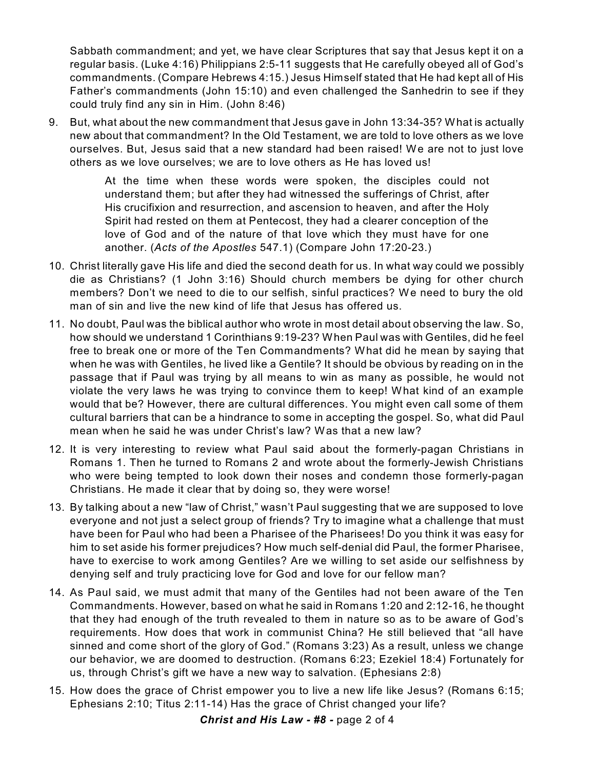Sabbath commandment; and yet, we have clear Scriptures that say that Jesus kept it on a regular basis. (Luke 4:16) Philippians 2:5-11 suggests that He carefully obeyed all of God's commandments. (Compare Hebrews 4:15.) Jesus Himself stated that He had kept all of His Father's commandments (John 15:10) and even challenged the Sanhedrin to see if they could truly find any sin in Him. (John 8:46)

9. But, what about the new commandment that Jesus gave in John 13:34-35? What is actually new about that commandment? In the Old Testament, we are told to love others as we love ourselves. But, Jesus said that a new standard had been raised! We are not to just love others as we love ourselves; we are to love others as He has loved us!

   > At the time when these words were spoken, the disciples could not understand them; but after they had witnessed the sufferings of Christ, after His crucifixion and resurrection, and ascension to heaven, and after the Holy Spirit had rested on them at Pentecost, they had a clearer conception of the love of God and of the nature of that love which they must have for one another. (*Acts of the Apostles* 547.1) (Compare John 17:20-23.)

10. Christ literally gave His life and died the second death for us. In what way could we possibly die as Christians? (1 John 3:16) Should church members be dying for other church members? Don't we need to die to our selfish, sinful practices? We need to bury the old man of sin and live the new kind of life that Jesus has offered us.

11. No doubt, Paul was the biblical author who wrote in most detail about observing the law. So, how should we understand 1 Corinthians 9:19-23? When Paul was with Gentiles, did he feel free to break one or more of the Ten Commandments? What did he mean by saying that when he was with Gentiles, he lived like a Gentile? It should be obvious by reading on in the passage that if Paul was trying by all means to win as many as possible, he would not violate the very laws he was trying to convince them to keep! What kind of an example would that be? However, there are cultural differences. You might even call some of them cultural barriers that can be a hindrance to some in accepting the gospel. So, what did Paul mean when he said he was under Christ's law? Was that a new law?

12. It is very interesting to review what Paul said about the formerly-pagan Christians in Romans 1. Then he turned to Romans 2 and wrote about the formerly-Jewish Christians who were being tempted to look down their noses and condemn those formerly-pagan Christians. He made it clear that by doing so, they were worse!

13. By talking about a new "law of Christ," wasn't Paul suggesting that we are supposed to love everyone and not just a select group of friends? Try to imagine what a challenge that must have been for Paul who had been a Pharisee of the Pharisees! Do you think it was easy for him to set aside his former prejudices? How much self-denial did Paul, the former Pharisee, have to exercise to work among Gentiles? Are we willing to set aside our selfishness by denying self and truly practicing love for God and love for our fellow man?

14. As Paul said, we must admit that many of the Gentiles had not been aware of the Ten Commandments. However, based on what he said in Romans 1:20 and 2:12-16, he thought that they had enough of the truth revealed to them in nature so as to be aware of God's requirements. How does that work in communist China? He still believed that "all have sinned and come short of the glory of God." (Romans 3:23) As a result, unless we change our behavior, we are doomed to destruction. (Romans 6:23; Ezekiel 18:4) Fortunately for us, through Christ's gift we have a new way to salvation. (Ephesians 2:8)

15. How does the grace of Christ empower you to live a new life like Jesus? (Romans 6:15; Ephesians 2:10; Titus 2:11-14) Has the grace of Christ changed your life?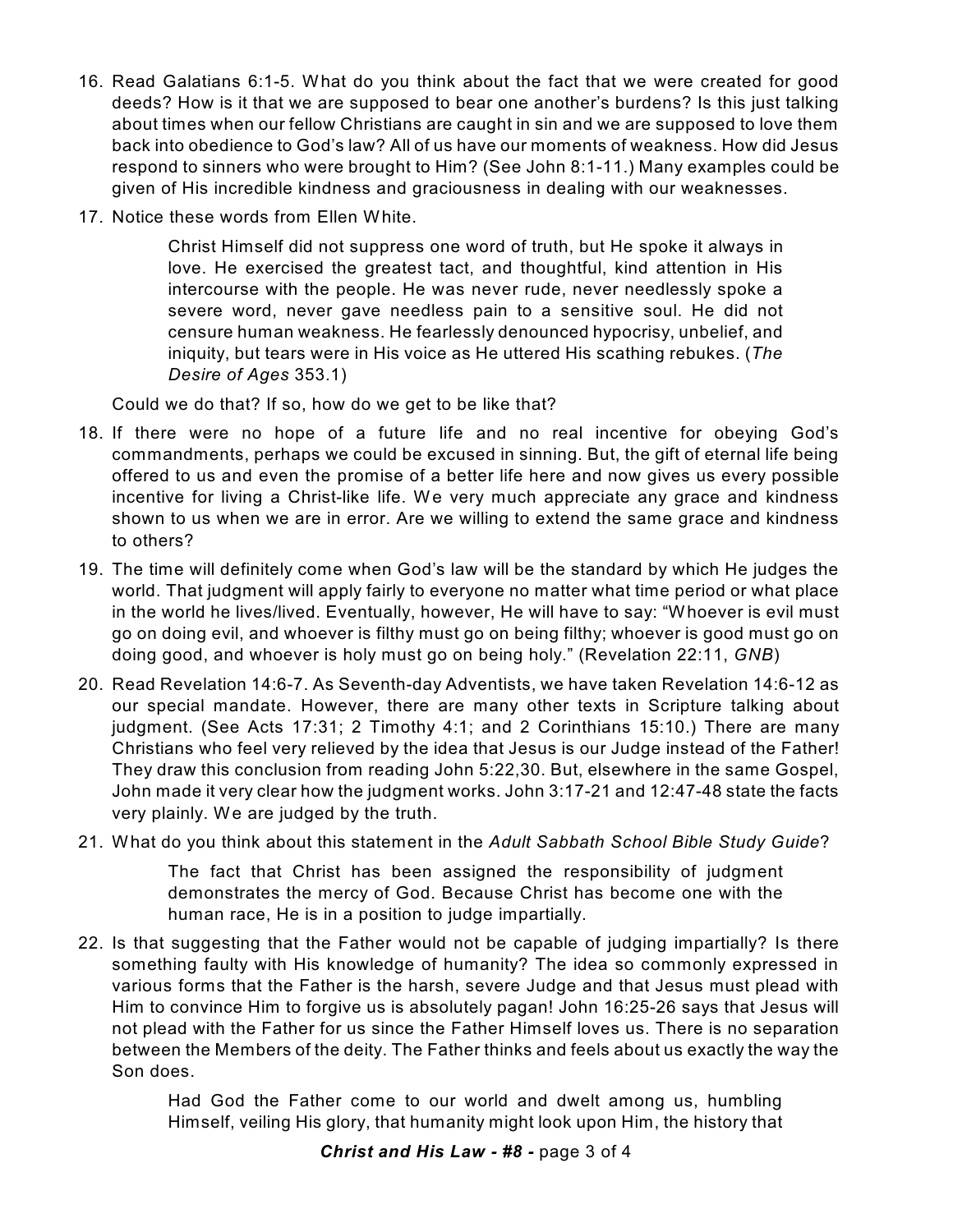16. Read Galatians 6:1-5. What do you think about the fact that we were created for good deeds? How is it that we are supposed to bear one another's burdens? Is this just talking about times when our fellow Christians are caught in sin and we are supposed to love them back into obedience to God's law? All of us have our moments of weakness. How did Jesus respond to sinners who were brought to Him? (See John 8:1-11.) Many examples could be given of His incredible kindness and graciousness in dealing with our weaknesses.

17. Notice these words from Ellen White.

    > Christ Himself did not suppress one word of truth, but He spoke it always in love. He exercised the greatest tact, and thoughtful, kind attention in His intercourse with the people. He was never rude, never needlessly spoke a severe word, never gave needless pain to a sensitive soul. He did not censure human weakness. He fearlessly denounced hypocrisy, unbelief, and iniquity, but tears were in His voice as He uttered His scathing rebukes. (*The Desire of Ages* 353.1)

    Could we do that? If so, how do we get to be like that?

18. If there were no hope of a future life and no real incentive for obeying God's commandments, perhaps we could be excused in sinning. But, the gift of eternal life being offered to us and even the promise of a better life here and now gives us every possible incentive for living a Christ-like life. We very much appreciate any grace and kindness shown to us when we are in error. Are we willing to extend the same grace and kindness to others?

19. The time will definitely come when God's law will be the standard by which He judges the world. That judgment will apply fairly to everyone no matter what time period or what place in the world he lives/lived. Eventually, however, He will have to say: "Whoever is evil must go on doing evil, and whoever is filthy must go on being filthy; whoever is good must go on doing good, and whoever is holy must go on being holy." (Revelation 22:11, *GNB*)

20. Read Revelation 14:6-7. As Seventh-day Adventists, we have taken Revelation 14:6-12 as our special mandate. However, there are many other texts in Scripture talking about judgment. (See Acts 17:31; 2 Timothy 4:1; and 2 Corinthians 15:10.) There are many Christians who feel very relieved by the idea that Jesus is our Judge instead of the Father! They draw this conclusion from reading John 5:22,30. But, elsewhere in the same Gospel, John made it very clear how the judgment works. John 3:17-21 and 12:47-48 state the facts very plainly. We are judged by the truth.

21. What do you think about this statement in the *Adult Sabbath School Bible Study Guide*?

    > The fact that Christ has been assigned the responsibility of judgment demonstrates the mercy of God. Because Christ has become one with the human race, He is in a position to judge impartially.

22. Is that suggesting that the Father would not be capable of judging impartially? Is there something faulty with His knowledge of humanity? The idea so commonly expressed in various forms that the Father is the harsh, severe Judge and that Jesus must plead with Him to convince Him to forgive us is absolutely pagan! John 16:25-26 says that Jesus will not plead with the Father for us since the Father Himself loves us. There is no separation between the Members of the deity. The Father thinks and feels about us exactly the way the Son does.

    > Had God the Father come to our world and dwelt among us, humbling Himself, veiling His glory, that humanity might look upon Him, the history that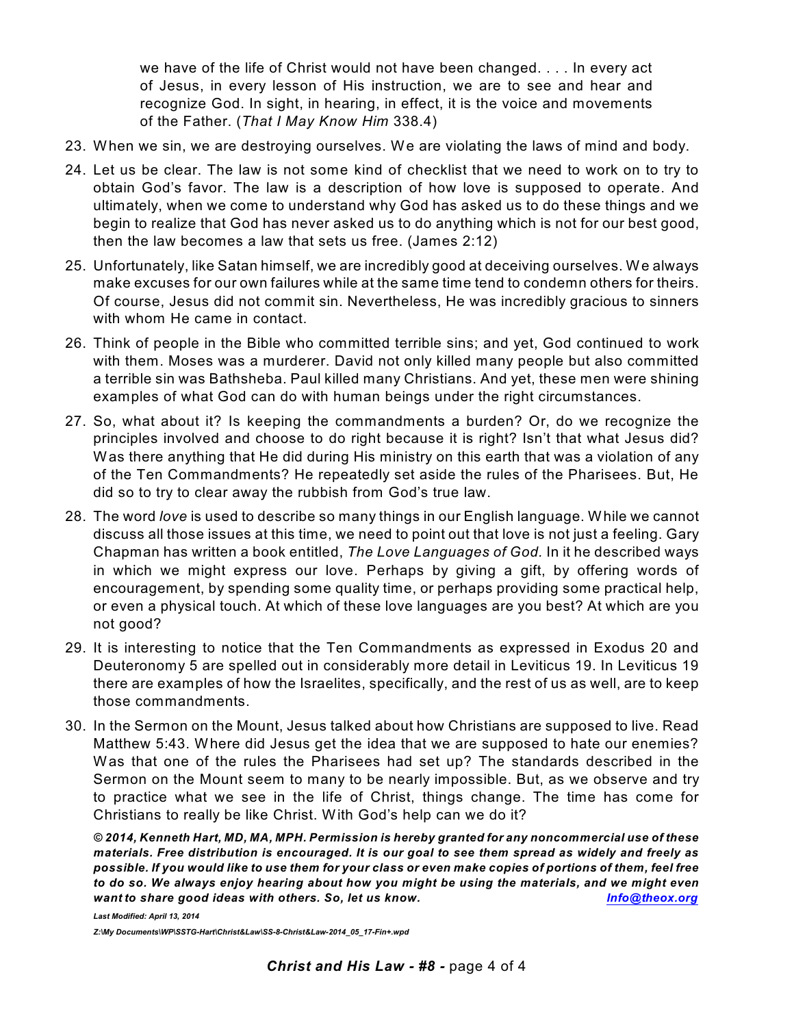> we have of the life of Christ would not have been changed. . . . In every act of Jesus, in every lesson of His instruction, we are to see and hear and recognize God. In sight, in hearing, in effect, it is the voice and movements of the Father. (*That I May Know Him* 338.4)

23. When we sin, we are destroying ourselves. We are violating the laws of mind and body.
24. Let us be clear. The law is not some kind of checklist that we need to work on to try to obtain God's favor. The law is a description of how love is supposed to operate. And ultimately, when we come to understand why God has asked us to do these things and we begin to realize that God has never asked us to do anything which is not for our best good, then the law becomes a law that sets us free. (James 2:12)
25. Unfortunately, like Satan himself, we are incredibly good at deceiving ourselves. We always make excuses for our own failures while at the same time tend to condemn others for theirs. Of course, Jesus did not commit sin. Nevertheless, He was incredibly gracious to sinners with whom He came in contact.
26. Think of people in the Bible who committed terrible sins; and yet, God continued to work with them. Moses was a murderer. David not only killed many people but also committed a terrible sin was Bathsheba. Paul killed many Christians. And yet, these men were shining examples of what God can do with human beings under the right circumstances.
27. So, what about it? Is keeping the commandments a burden? Or, do we recognize the principles involved and choose to do right because it is right? Isn't that what Jesus did? Was there anything that He did during His ministry on this earth that was a violation of any of the Ten Commandments? He repeatedly set aside the rules of the Pharisees. But, He did so to try to clear away the rubbish from God's true law.
28. The word *love* is used to describe so many things in our English language. While we cannot discuss all those issues at this time, we need to point out that love is not just a feeling. Gary Chapman has written a book entitled, *The Love Languages of God.* In it he described ways in which we might express our love. Perhaps by giving a gift, by offering words of encouragement, by spending some quality time, or perhaps providing some practical help, or even a physical touch. At which of these love languages are you best? At which are you not good?
29. It is interesting to notice that the Ten Commandments as expressed in Exodus 20 and Deuteronomy 5 are spelled out in considerably more detail in Leviticus 19. In Leviticus 19 there are examples of how the Israelites, specifically, and the rest of us as well, are to keep those commandments.
30. In the Sermon on the Mount, Jesus talked about how Christians are supposed to live. Read Matthew 5:43. Where did Jesus get the idea that we are supposed to hate our enemies? Was that one of the rules the Pharisees had set up? The standards described in the Sermon on the Mount seem to many to be nearly impossible. But, as we observe and try to practice what we see in the life of Christ, things change. The time has come for Christians to really be like Christ. With God's help can we do it?

***© 2014, Kenneth Hart, MD, MA, MPH. Permission is hereby granted for any noncommercial use of these materials. Free distribution is encouraged. It is our goal to see them spread as widely and freely as possible. If you would like to use them for your class or even make copies of portions of them, feel free to do so. We always enjoy hearing about how you might be using the materials, and we might even want to share good ideas with others. So, let us know.*** ***Info@theox.org***

***Last Modified: April 13, 2014***

***Z:\My Documents\WP\SSTG-Hart\Christ&Law\SS-8-Christ&Law-2014_05_17-Fin+.wpd***